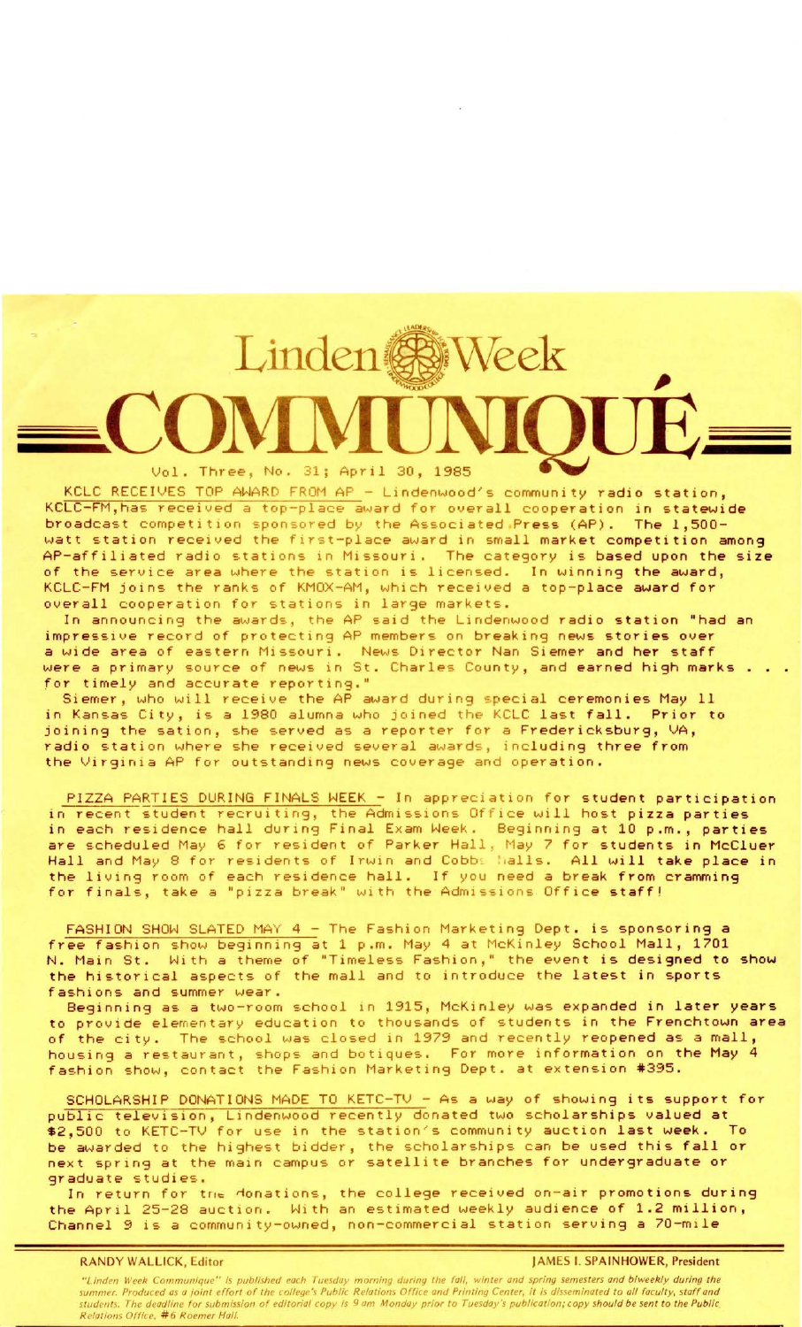# Linden Week COMMUNIQUÉ

Vol. Three, No. 31; April 30, 1985

KCLC RECEIVES TOP AWARD FROM AP - Lindenwood's community radio station, KCLC-FM, has received a top-place award for overall cooperation in statewide broadcast competition sponsored by the Associated Press (AP). The 1,500-watt station received the first-place award in small market competition among AP-affiliated radio stations in Missouri. The category is based upon the size of the service area where the station is licensed. In winning the award, KCLC-FM joins the ranks of KMOX-AM, which received a top-place award for overall cooperation for stations in large markets.

In announcing the awards, the AP said the Lindenwood radio station "had an impressive record of protecting AP members on breaking news stories over a wide area of eastern Missouri. News Director Nan Siemer and her staff were a primary source of news in St. Charles County, and earned high marks . . . for timely and accurate reporting."

Siemer, who will receive the AP award during special ceremonies May 11 in Kansas City, is a 1980 alumna who joined the KCLC last fall. Prior to joining the sation, she served as a reporter for a Fredericksburg, VA, radio station where she received several awards, including three from the Virginia AP for outstanding news coverage and operation.

PIZZA PARTIES DURING FINALS WEEK - In appreciation for student participation in recent student recruiting, the Admissions Office will host pizza parties in each residence hall during Final Exam Week. Beginning at 10 p.m., parties are scheduled May 6 for resident of Parker Hall, May 7 for students in McCluer Hall and May 8 for residents of Irwin and Cobbs Halls. All will take place in the living room of each residence hall. If you need a break from cramming for finals, take a "pizza break" with the Admissions Office staff!

FASHION SHOW SLATED MAY 4 - The Fashion Marketing Dept. is sponsoring a free fashion show beginning at 1 p.m. May 4 at McKinley School Mall, 1701 N. Main St. With a theme of "Timeless Fashion," the event is designed to show the historical aspects of the mall and to introduce the latest in sports fashions and summer wear.

Beginning as a two-room school in 1915, McKinley was expanded in later years to provide elementary education to thousands of students in the Frenchtown area of the city. The school was closed in 1979 and recently reopened as a mall, housing a restaurant, shops and botiques. For more information on the May 4 fashion show, contact the Fashion Marketing Dept. at extension #395.

SCHOLARSHIP DONATIONS MADE TO KETC-TV - As a way of showing its support for public television, Lindenwood recently donated two scholarships valued at $2,500 to KETC-TV for use in the station's community auction last week. To be awarded to the highest bidder, the scholarships can be used this fall or next spring at the main campus or satellite branches for undergraduate or graduate studies.

In return for the donations, the college received on-air promotions during the April 25-28 auction. With an estimated weekly audience of 1.2 million, Channel 9 is a community-owned, non-commercial station serving a 70-mile

RANDY WALLICK, Editor — JAMES I. SPAINHOWER, President

*"Linden Week Communique" is published each Tuesday morning during the fall, winter and spring semesters and biweekly during the summer. Produced as a joint effort of the college's Public Relations Office and Printing Center, it is disseminated to all faculty, staff and students. The deadline for submission of editorial copy is 9 am Monday prior to Tuesday's publication; copy should be sent to the Public Relations Office, #6 Roemer Hall.*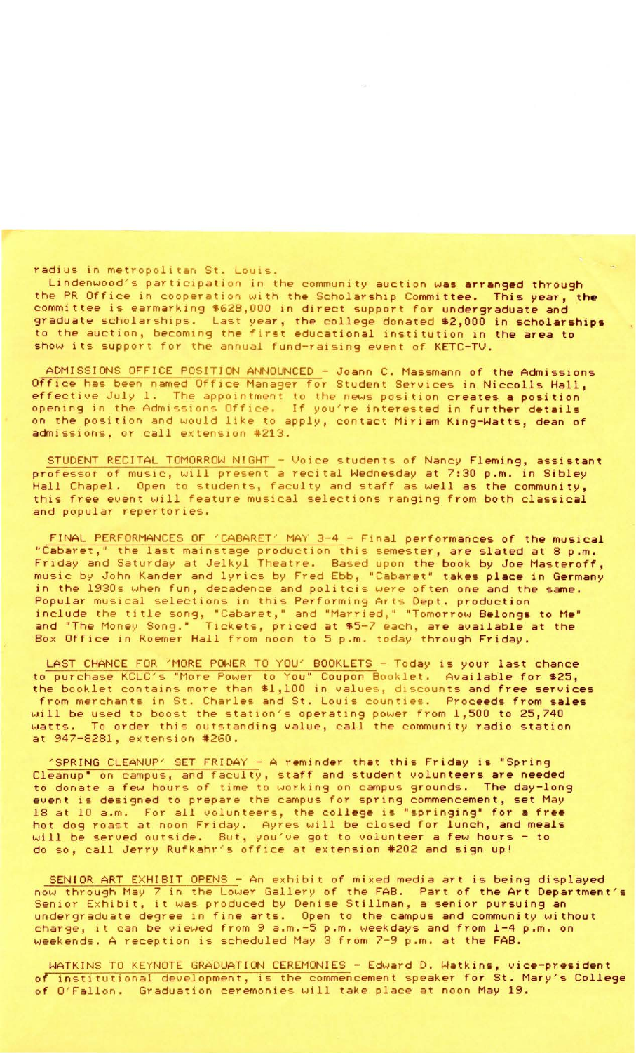radius in metropolitan St. Louis.

Lindenwood's participation in the community auction was arranged through the PR Office in cooperation with the Scholarship Committee. This year, the committee is earmarking $628,000 in direct support for undergraduate and graduate scholarships. Last year, the college donated $2,000 in scholarships to the auction, becoming the first educational institution in the area to show its support for the annual fund-raising event of KETC-TV.

ADMISSIONS OFFICE POSITION ANNOUNCED - Joann C. Massmann of the Admissions Office has been named Office Manager for Student Services in Niccolls Hall, effective July 1. The appointment to the news position creates a position opening in the Admissions Office. If you're interested in further details on the position and would like to apply, contact Miriam King-Watts, dean of admissions, or call extension #213.

STUDENT RECITAL TOMORROW NIGHT - Voice students of Nancy Fleming, assistant professor of music, will present a recital Wednesday at 7:30 p.m. in Sibley Hall Chapel. Open to students, faculty and staff as well as the community, this free event will feature musical selections ranging from both classical and popular repertories.

FINAL PERFORMANCES OF 'CABARET' MAY 3-4 - Final performances of the musical "Cabaret," the last mainstage production this semester, are slated at 8 p.m. Friday and Saturday at Jelkyl Theatre. Based upon the book by Joe Masteroff, music by John Kander and lyrics by Fred Ebb, "Cabaret" takes place in Germany in the 1930s when fun, decadence and politcis were often one and the same. Popular musical selections in this Performing Arts Dept. production include the title song, "Cabaret," and "Married," "Tomorrow Belongs to Me" and "The Money Song." Tickets, priced at $5-7 each, are available at the Box Office in Roemer Hall from noon to 5 p.m. today through Friday.

LAST CHANCE FOR 'MORE POWER TO YOU' BOOKLETS - Today is your last chance to purchase KCLC's "More Power to You" Coupon Booklet. Available for $25, the booklet contains more than $1,100 in values, discounts and free services from merchants in St. Charles and St. Louis counties. Proceeds from sales will be used to boost the station's operating power from 1,500 to 25,740 watts. To order this outstanding value, call the community radio station at 947-8281, extension #260.

'SPRING CLEANUP' SET FRIDAY - A reminder that this Friday is "Spring Cleanup" on campus, and faculty, staff and student volunteers are needed to donate a few hours of time to working on campus grounds. The day-long event is designed to prepare the campus for spring commencement, set May 18 at 10 a.m. For all volunteers, the college is "springing" for a free hot dog roast at noon Friday. Ayres will be closed for lunch, and meals will be served outside. But, you've got to volunteer a few hours - to do so, call Jerry Rufkahr's office at extension #202 and sign up!

SENIOR ART EXHIBIT OPENS - An exhibit of mixed media art is being displayed now through May 7 in the Lower Gallery of the FAB. Part of the Art Department's Senior Exhibit, it was produced by Denise Stillman, a senior pursuing an undergraduate degree in fine arts. Open to the campus and community without charge, it can be viewed from 9 a.m.-5 p.m. weekdays and from 1-4 p.m. on weekends. A reception is scheduled May 3 from 7-9 p.m. at the FAB.

WATKINS TO KEYNOTE GRADUATION CEREMONIES - Edward D. Watkins, vice-president of institutional development, is the commencement speaker for St. Mary's College of O'Fallon. Graduation ceremonies will take place at noon May 19.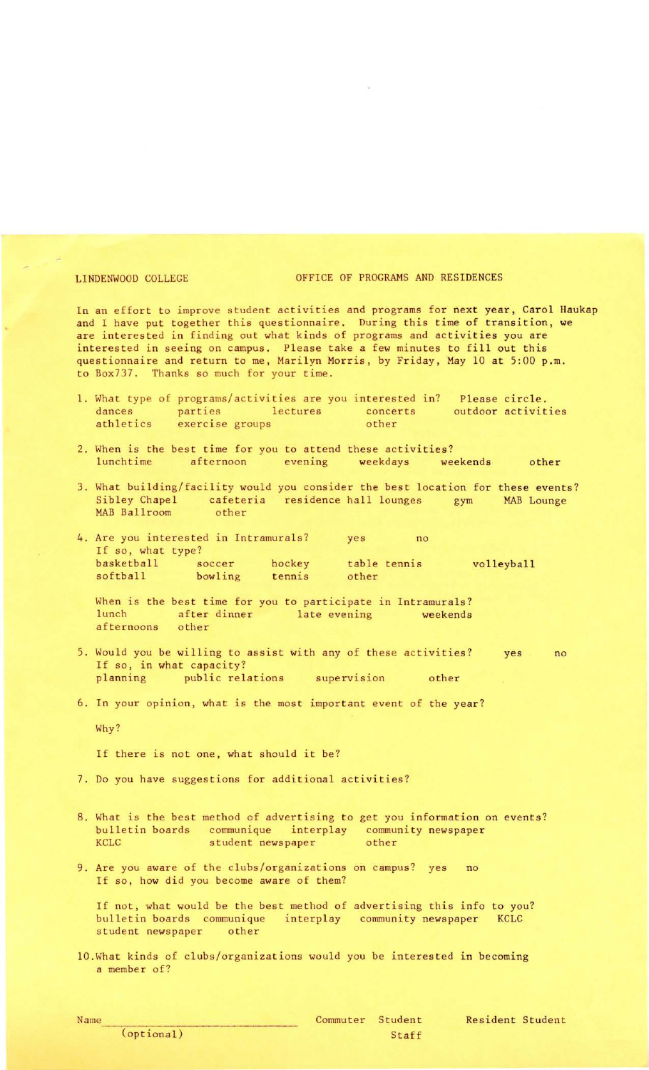LINDENWOOD COLLEGE OFFICE OF PROGRAMS AND RESIDENCES

In an effort to improve student activities and programs for next year, Carol Haukap and I have put together this questionnaire. During this time of transition, we are interested in finding out what kinds of programs and activities you are interested in seeing on campus. Please take a few minutes to fill out this questionnaire and return to me, Marilyn Morris, by Friday, May 10 at 5:00 p.m. to Box737. Thanks so much for your time.

1. What type of programs/activities are you interested in? Please circle.
   dances parties lectures concerts outdoor activities
   athletics exercise groups other

2. When is the best time for you to attend these activities?
   lunchtime afternoon evening weekdays weekends other

3. What building/facility would you consider the best location for these events?
   Sibley Chapel cafeteria residence hall lounges gym MAB Lounge
   MAB Ballroom other

4. Are you interested in Intramurals? yes no
   If so, what type?
   basketball soccer hockey table tennis volleyball
   softball bowling tennis other

   When is the best time for you to participate in Intramurals?
   lunch after dinner late evening weekends
   afternoons other

5. Would you be willing to assist with any of these activities? yes no
   If so, in what capacity?
   planning public relations supervision other

6. In your opinion, what is the most important event of the year?

   Why?

   If there is not one, what should it be?

7. Do you have suggestions for additional activities?

8. What is the best method of advertising to get you information on events?
   bulletin boards communique interplay community newspaper
   KCLC student newspaper other

9. Are you aware of the clubs/organizations on campus? yes no
   If so, how did you become aware of them?

   If not, what would be the best method of advertising this info to you?
   bulletin boards communique interplay community newspaper KCLC
   student newspaper other

10. What kinds of clubs/organizations would you be interested in becoming a member of?

Name\_\_\_\_\_\_\_\_\_\_\_\_\_\_\_\_\_\_\_\_\_\_\_\_\_\_\_\_\_ Commuter Student Resident Student
(optional) Staff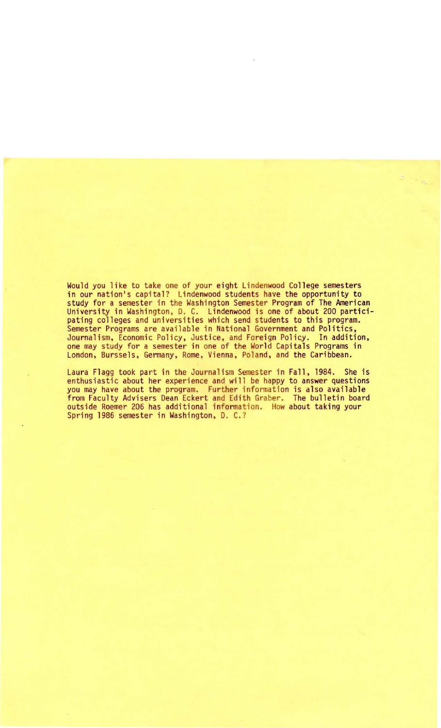Would you like to take one of your eight Lindenwood College semesters in our nation's capital? Lindenwood students have the opportunity to study for a semester in the Washington Semester Program of The American University in Washington, D. C. Lindenwood is one of about 200 participating colleges and universities which send students to this program. Semester Programs are available in National Government and Politics, Journalism, Economic Policy, Justice, and Foreign Policy. In addition, one may study for a semester in one of the World Capitals Programs in London, Burssels, Germany, Rome, Vienna, Poland, and the Caribbean.

Laura Flagg took part in the Journalism Semester in Fall, 1984. She is enthusiastic about her experience and will be happy to answer questions you may have about the program. Further information is also available from Faculty Advisers Dean Eckert and Edith Graber. The bulletin board outside Roemer 206 has additional information. How about taking your Spring 1986 semester in Washington, D. C.?